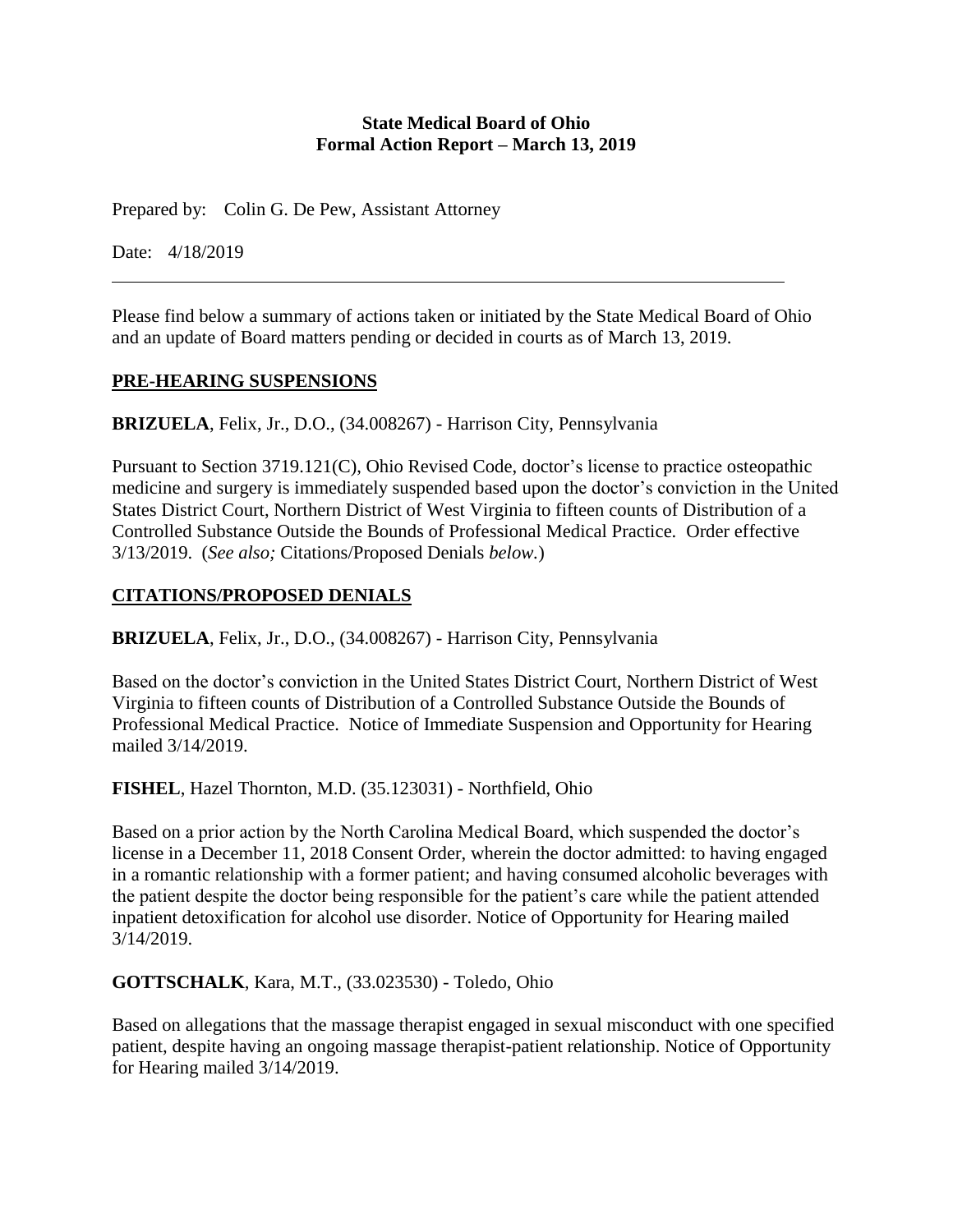**State Medical Board of Ohio**
**Formal Action Report – March 13, 2019**

Prepared by: Colin G. De Pew, Assistant Attorney

Date: 4/18/2019

---

Please find below a summary of actions taken or initiated by the State Medical Board of Ohio and an update of Board matters pending or decided in courts as of March 13, 2019.

## PRE-HEARING SUSPENSIONS

**BRIZUELA**, Felix, Jr., D.O., (34.008267) - Harrison City, Pennsylvania

Pursuant to Section 3719.121(C), Ohio Revised Code, doctor's license to practice osteopathic medicine and surgery is immediately suspended based upon the doctor's conviction in the United States District Court, Northern District of West Virginia to fifteen counts of Distribution of a Controlled Substance Outside the Bounds of Professional Medical Practice. Order effective 3/13/2019. (*See also;* Citations/Proposed Denials *below.*)

## CITATIONS/PROPOSED DENIALS

**BRIZUELA**, Felix, Jr., D.O., (34.008267) - Harrison City, Pennsylvania

Based on the doctor's conviction in the United States District Court, Northern District of West Virginia to fifteen counts of Distribution of a Controlled Substance Outside the Bounds of Professional Medical Practice. Notice of Immediate Suspension and Opportunity for Hearing mailed 3/14/2019.

**FISHEL**, Hazel Thornton, M.D. (35.123031) - Northfield, Ohio

Based on a prior action by the North Carolina Medical Board, which suspended the doctor's license in a December 11, 2018 Consent Order, wherein the doctor admitted: to having engaged in a romantic relationship with a former patient; and having consumed alcoholic beverages with the patient despite the doctor being responsible for the patient's care while the patient attended inpatient detoxification for alcohol use disorder. Notice of Opportunity for Hearing mailed 3/14/2019.

**GOTTSCHALK**, Kara, M.T., (33.023530) - Toledo, Ohio

Based on allegations that the massage therapist engaged in sexual misconduct with one specified patient, despite having an ongoing massage therapist-patient relationship. Notice of Opportunity for Hearing mailed 3/14/2019.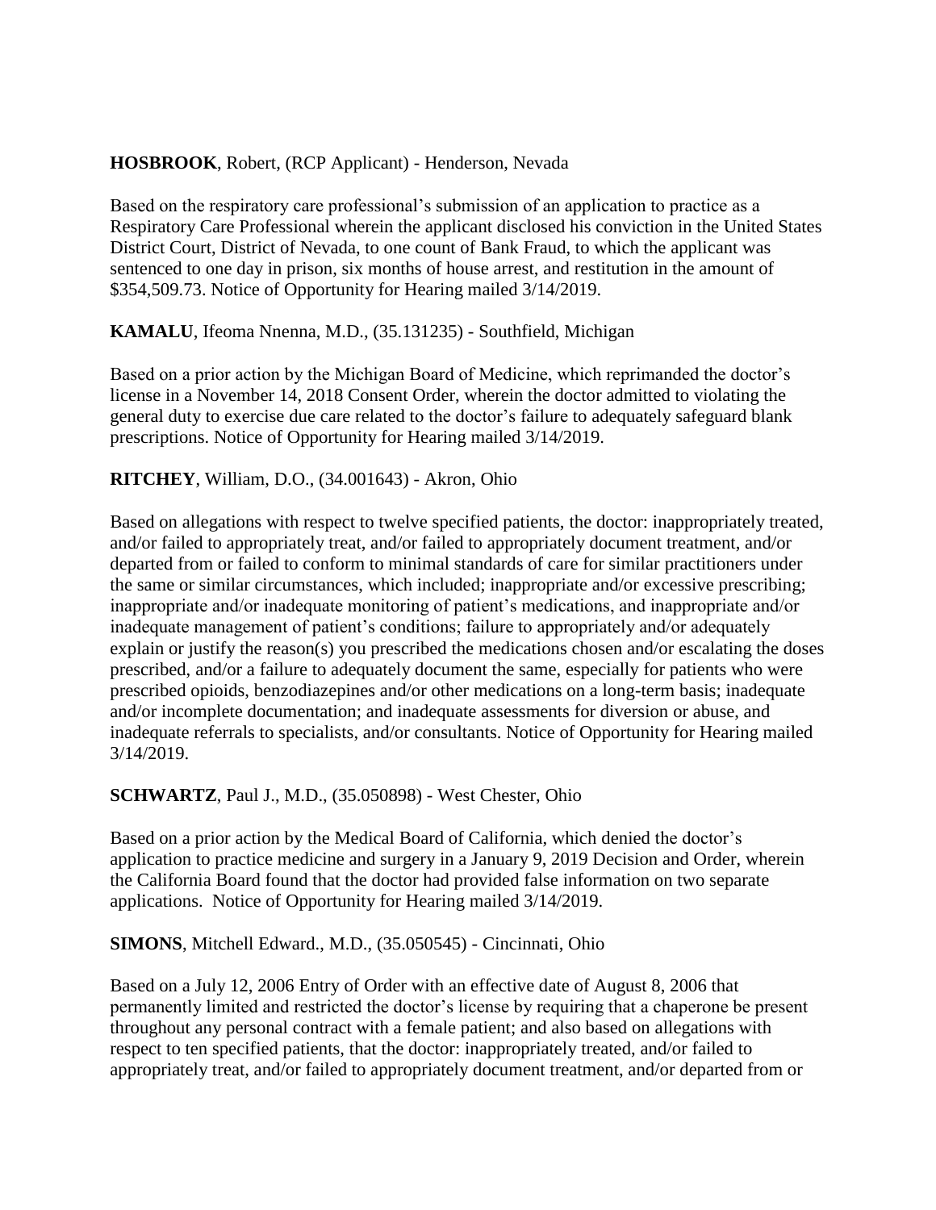**HOSBROOK**, Robert, (RCP Applicant) - Henderson, Nevada

Based on the respiratory care professional's submission of an application to practice as a Respiratory Care Professional wherein the applicant disclosed his conviction in the United States District Court, District of Nevada, to one count of Bank Fraud, to which the applicant was sentenced to one day in prison, six months of house arrest, and restitution in the amount of $354,509.73. Notice of Opportunity for Hearing mailed 3/14/2019.

**KAMALU**, Ifeoma Nnenna, M.D., (35.131235) - Southfield, Michigan

Based on a prior action by the Michigan Board of Medicine, which reprimanded the doctor's license in a November 14, 2018 Consent Order, wherein the doctor admitted to violating the general duty to exercise due care related to the doctor's failure to adequately safeguard blank prescriptions. Notice of Opportunity for Hearing mailed 3/14/2019.

**RITCHEY**, William, D.O., (34.001643) - Akron, Ohio

Based on allegations with respect to twelve specified patients, the doctor: inappropriately treated, and/or failed to appropriately treat, and/or failed to appropriately document treatment, and/or departed from or failed to conform to minimal standards of care for similar practitioners under the same or similar circumstances, which included; inappropriate and/or excessive prescribing; inappropriate and/or inadequate monitoring of patient's medications, and inappropriate and/or inadequate management of patient's conditions; failure to appropriately and/or adequately explain or justify the reason(s) you prescribed the medications chosen and/or escalating the doses prescribed, and/or a failure to adequately document the same, especially for patients who were prescribed opioids, benzodiazepines and/or other medications on a long-term basis; inadequate and/or incomplete documentation; and inadequate assessments for diversion or abuse, and inadequate referrals to specialists, and/or consultants. Notice of Opportunity for Hearing mailed 3/14/2019.

**SCHWARTZ**, Paul J., M.D., (35.050898) - West Chester, Ohio

Based on a prior action by the Medical Board of California, which denied the doctor's application to practice medicine and surgery in a January 9, 2019 Decision and Order, wherein the California Board found that the doctor had provided false information on two separate applications. Notice of Opportunity for Hearing mailed 3/14/2019.

**SIMONS**, Mitchell Edward., M.D., (35.050545) - Cincinnati, Ohio

Based on a July 12, 2006 Entry of Order with an effective date of August 8, 2006 that permanently limited and restricted the doctor's license by requiring that a chaperone be present throughout any personal contract with a female patient; and also based on allegations with respect to ten specified patients, that the doctor: inappropriately treated, and/or failed to appropriately treat, and/or failed to appropriately document treatment, and/or departed from or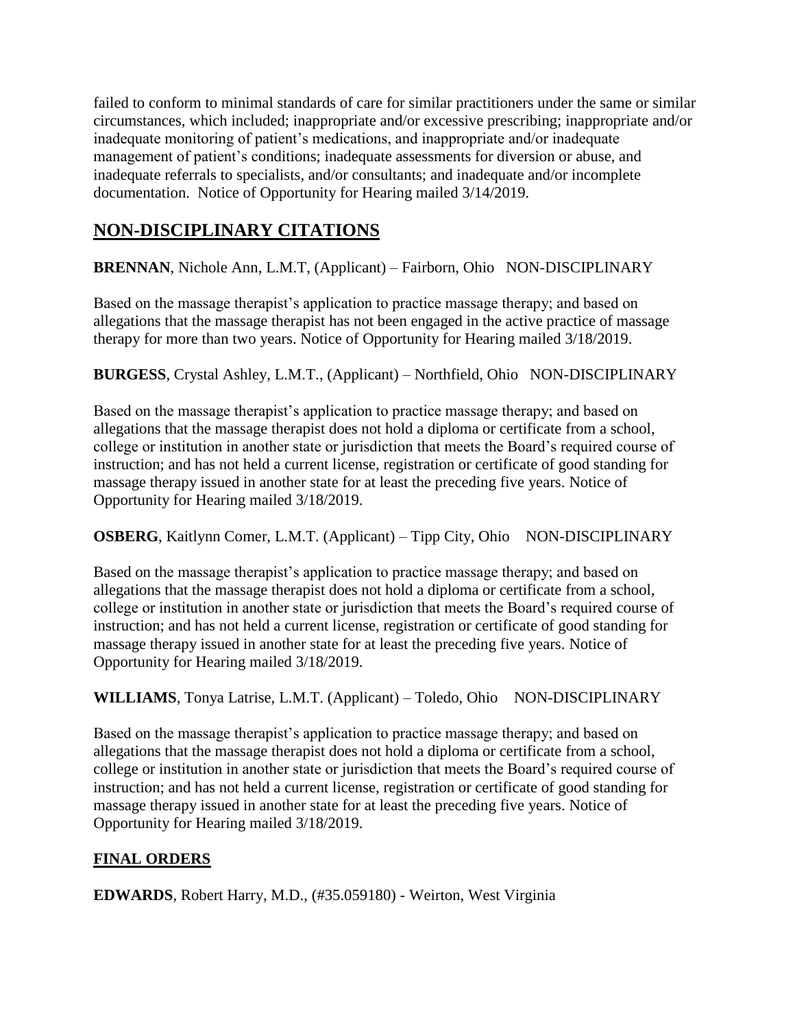failed to conform to minimal standards of care for similar practitioners under the same or similar circumstances, which included; inappropriate and/or excessive prescribing; inappropriate and/or inadequate monitoring of patient's medications, and inappropriate and/or inadequate management of patient's conditions; inadequate assessments for diversion or abuse, and inadequate referrals to specialists, and/or consultants; and inadequate and/or incomplete documentation. Notice of Opportunity for Hearing mailed 3/14/2019.

## NON-DISCIPLINARY CITATIONS

**BRENNAN**, Nichole Ann, L.M.T, (Applicant) – Fairborn, Ohio NON-DISCIPLINARY

Based on the massage therapist's application to practice massage therapy; and based on allegations that the massage therapist has not been engaged in the active practice of massage therapy for more than two years. Notice of Opportunity for Hearing mailed 3/18/2019.

**BURGESS**, Crystal Ashley, L.M.T., (Applicant) – Northfield, Ohio NON-DISCIPLINARY

Based on the massage therapist's application to practice massage therapy; and based on allegations that the massage therapist does not hold a diploma or certificate from a school, college or institution in another state or jurisdiction that meets the Board's required course of instruction; and has not held a current license, registration or certificate of good standing for massage therapy issued in another state for at least the preceding five years. Notice of Opportunity for Hearing mailed 3/18/2019.

**OSBERG**, Kaitlynn Comer, L.M.T. (Applicant) – Tipp City, Ohio NON-DISCIPLINARY

Based on the massage therapist's application to practice massage therapy; and based on allegations that the massage therapist does not hold a diploma or certificate from a school, college or institution in another state or jurisdiction that meets the Board's required course of instruction; and has not held a current license, registration or certificate of good standing for massage therapy issued in another state for at least the preceding five years. Notice of Opportunity for Hearing mailed 3/18/2019.

**WILLIAMS**, Tonya Latrise, L.M.T. (Applicant) – Toledo, Ohio NON-DISCIPLINARY

Based on the massage therapist's application to practice massage therapy; and based on allegations that the massage therapist does not hold a diploma or certificate from a school, college or institution in another state or jurisdiction that meets the Board's required course of instruction; and has not held a current license, registration or certificate of good standing for massage therapy issued in another state for at least the preceding five years. Notice of Opportunity for Hearing mailed 3/18/2019.

## FINAL ORDERS

**EDWARDS**, Robert Harry, M.D., (#35.059180) - Weirton, West Virginia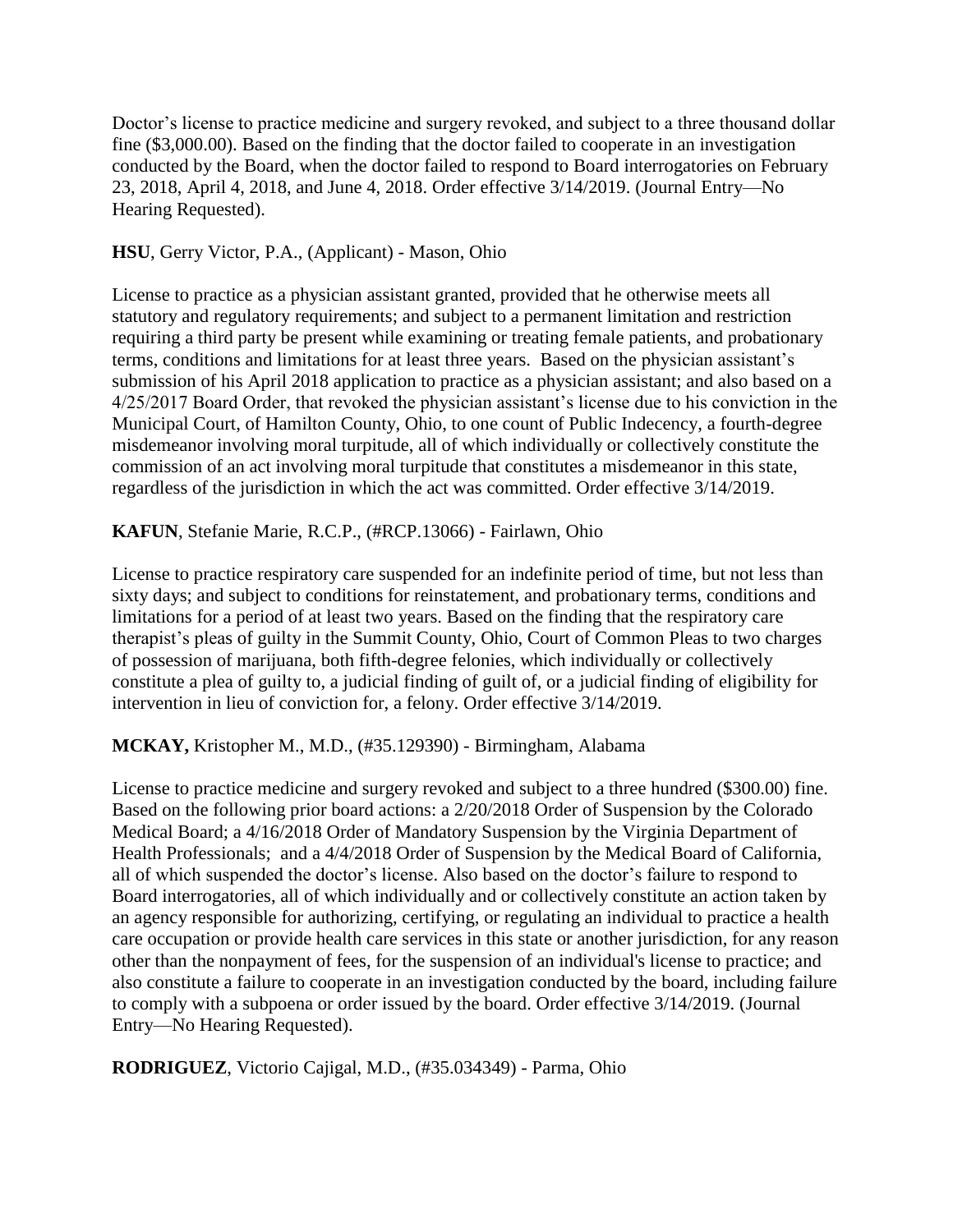Doctor's license to practice medicine and surgery revoked, and subject to a three thousand dollar fine ($3,000.00). Based on the finding that the doctor failed to cooperate in an investigation conducted by the Board, when the doctor failed to respond to Board interrogatories on February 23, 2018, April 4, 2018, and June 4, 2018. Order effective 3/14/2019. (Journal Entry—No Hearing Requested).

**HSU**, Gerry Victor, P.A., (Applicant) - Mason, Ohio

License to practice as a physician assistant granted, provided that he otherwise meets all statutory and regulatory requirements; and subject to a permanent limitation and restriction requiring a third party be present while examining or treating female patients, and probationary terms, conditions and limitations for at least three years. Based on the physician assistant's submission of his April 2018 application to practice as a physician assistant; and also based on a 4/25/2017 Board Order, that revoked the physician assistant's license due to his conviction in the Municipal Court, of Hamilton County, Ohio, to one count of Public Indecency, a fourth-degree misdemeanor involving moral turpitude, all of which individually or collectively constitute the commission of an act involving moral turpitude that constitutes a misdemeanor in this state, regardless of the jurisdiction in which the act was committed. Order effective 3/14/2019.

**KAFUN**, Stefanie Marie, R.C.P., (#RCP.13066) - Fairlawn, Ohio

License to practice respiratory care suspended for an indefinite period of time, but not less than sixty days; and subject to conditions for reinstatement, and probationary terms, conditions and limitations for a period of at least two years. Based on the finding that the respiratory care therapist's pleas of guilty in the Summit County, Ohio, Court of Common Pleas to two charges of possession of marijuana, both fifth-degree felonies, which individually or collectively constitute a plea of guilty to, a judicial finding of guilt of, or a judicial finding of eligibility for intervention in lieu of conviction for, a felony. Order effective 3/14/2019.

**MCKAY,** Kristopher M., M.D., (#35.129390) - Birmingham, Alabama

License to practice medicine and surgery revoked and subject to a three hundred ($300.00) fine. Based on the following prior board actions: a 2/20/2018 Order of Suspension by the Colorado Medical Board; a 4/16/2018 Order of Mandatory Suspension by the Virginia Department of Health Professionals; and a 4/4/2018 Order of Suspension by the Medical Board of California, all of which suspended the doctor's license. Also based on the doctor's failure to respond to Board interrogatories, all of which individually and or collectively constitute an action taken by an agency responsible for authorizing, certifying, or regulating an individual to practice a health care occupation or provide health care services in this state or another jurisdiction, for any reason other than the nonpayment of fees, for the suspension of an individual's license to practice; and also constitute a failure to cooperate in an investigation conducted by the board, including failure to comply with a subpoena or order issued by the board. Order effective 3/14/2019. (Journal Entry—No Hearing Requested).

**RODRIGUEZ**, Victorio Cajigal, M.D., (#35.034349) - Parma, Ohio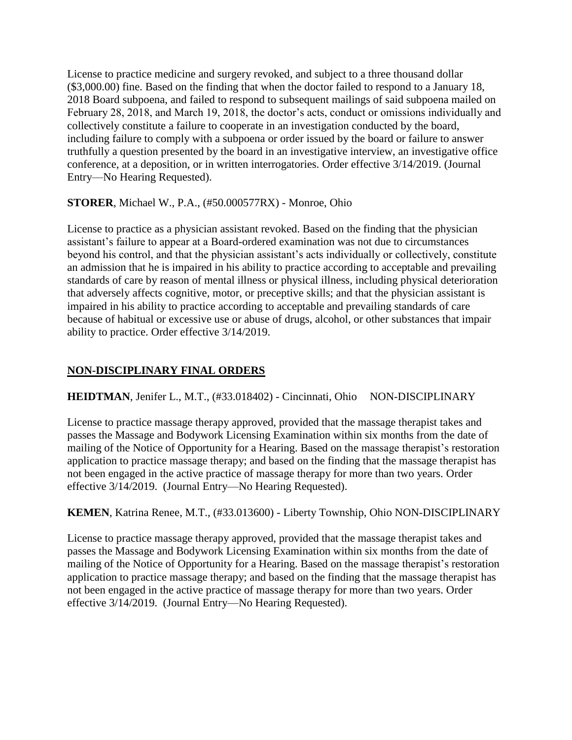License to practice medicine and surgery revoked, and subject to a three thousand dollar ($3,000.00) fine. Based on the finding that when the doctor failed to respond to a January 18, 2018 Board subpoena, and failed to respond to subsequent mailings of said subpoena mailed on February 28, 2018, and March 19, 2018, the doctor's acts, conduct or omissions individually and collectively constitute a failure to cooperate in an investigation conducted by the board, including failure to comply with a subpoena or order issued by the board or failure to answer truthfully a question presented by the board in an investigative interview, an investigative office conference, at a deposition, or in written interrogatories. Order effective 3/14/2019. (Journal Entry—No Hearing Requested).

**STORER**, Michael W., P.A., (#50.000577RX) - Monroe, Ohio

License to practice as a physician assistant revoked. Based on the finding that the physician assistant's failure to appear at a Board-ordered examination was not due to circumstances beyond his control, and that the physician assistant's acts individually or collectively, constitute an admission that he is impaired in his ability to practice according to acceptable and prevailing standards of care by reason of mental illness or physical illness, including physical deterioration that adversely affects cognitive, motor, or preceptive skills; and that the physician assistant is impaired in his ability to practice according to acceptable and prevailing standards of care because of habitual or excessive use or abuse of drugs, alcohol, or other substances that impair ability to practice. Order effective 3/14/2019.

## NON-DISCIPLINARY FINAL ORDERS

**HEIDTMAN**, Jenifer L., M.T., (#33.018402) - Cincinnati, Ohio NON-DISCIPLINARY

License to practice massage therapy approved, provided that the massage therapist takes and passes the Massage and Bodywork Licensing Examination within six months from the date of mailing of the Notice of Opportunity for a Hearing. Based on the massage therapist's restoration application to practice massage therapy; and based on the finding that the massage therapist has not been engaged in the active practice of massage therapy for more than two years. Order effective 3/14/2019. (Journal Entry—No Hearing Requested).

**KEMEN**, Katrina Renee, M.T., (#33.013600) - Liberty Township, Ohio NON-DISCIPLINARY

License to practice massage therapy approved, provided that the massage therapist takes and passes the Massage and Bodywork Licensing Examination within six months from the date of mailing of the Notice of Opportunity for a Hearing. Based on the massage therapist's restoration application to practice massage therapy; and based on the finding that the massage therapist has not been engaged in the active practice of massage therapy for more than two years. Order effective 3/14/2019. (Journal Entry—No Hearing Requested).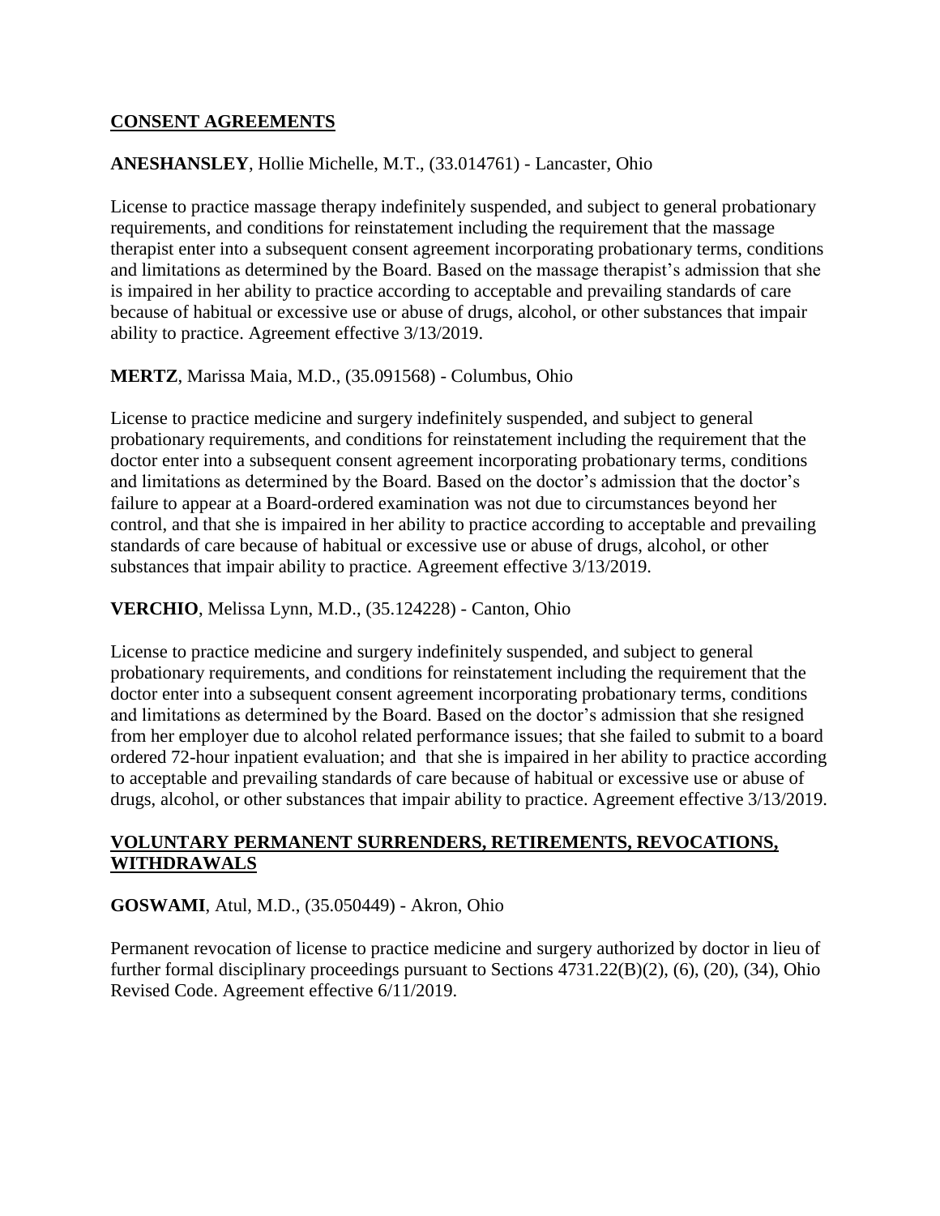## CONSENT AGREEMENTS

**ANESHANSLEY**, Hollie Michelle, M.T., (33.014761) - Lancaster, Ohio

License to practice massage therapy indefinitely suspended, and subject to general probationary requirements, and conditions for reinstatement including the requirement that the massage therapist enter into a subsequent consent agreement incorporating probationary terms, conditions and limitations as determined by the Board. Based on the massage therapist's admission that she is impaired in her ability to practice according to acceptable and prevailing standards of care because of habitual or excessive use or abuse of drugs, alcohol, or other substances that impair ability to practice. Agreement effective 3/13/2019.

**MERTZ**, Marissa Maia, M.D., (35.091568) - Columbus, Ohio

License to practice medicine and surgery indefinitely suspended, and subject to general probationary requirements, and conditions for reinstatement including the requirement that the doctor enter into a subsequent consent agreement incorporating probationary terms, conditions and limitations as determined by the Board. Based on the doctor's admission that the doctor's failure to appear at a Board-ordered examination was not due to circumstances beyond her control, and that she is impaired in her ability to practice according to acceptable and prevailing standards of care because of habitual or excessive use or abuse of drugs, alcohol, or other substances that impair ability to practice. Agreement effective 3/13/2019.

**VERCHIO**, Melissa Lynn, M.D., (35.124228) - Canton, Ohio

License to practice medicine and surgery indefinitely suspended, and subject to general probationary requirements, and conditions for reinstatement including the requirement that the doctor enter into a subsequent consent agreement incorporating probationary terms, conditions and limitations as determined by the Board. Based on the doctor's admission that she resigned from her employer due to alcohol related performance issues; that she failed to submit to a board ordered 72-hour inpatient evaluation; and that she is impaired in her ability to practice according to acceptable and prevailing standards of care because of habitual or excessive use or abuse of drugs, alcohol, or other substances that impair ability to practice. Agreement effective 3/13/2019.

## VOLUNTARY PERMANENT SURRENDERS, RETIREMENTS, REVOCATIONS, WITHDRAWALS

**GOSWAMI**, Atul, M.D., (35.050449) - Akron, Ohio

Permanent revocation of license to practice medicine and surgery authorized by doctor in lieu of further formal disciplinary proceedings pursuant to Sections 4731.22(B)(2), (6), (20), (34), Ohio Revised Code. Agreement effective 6/11/2019.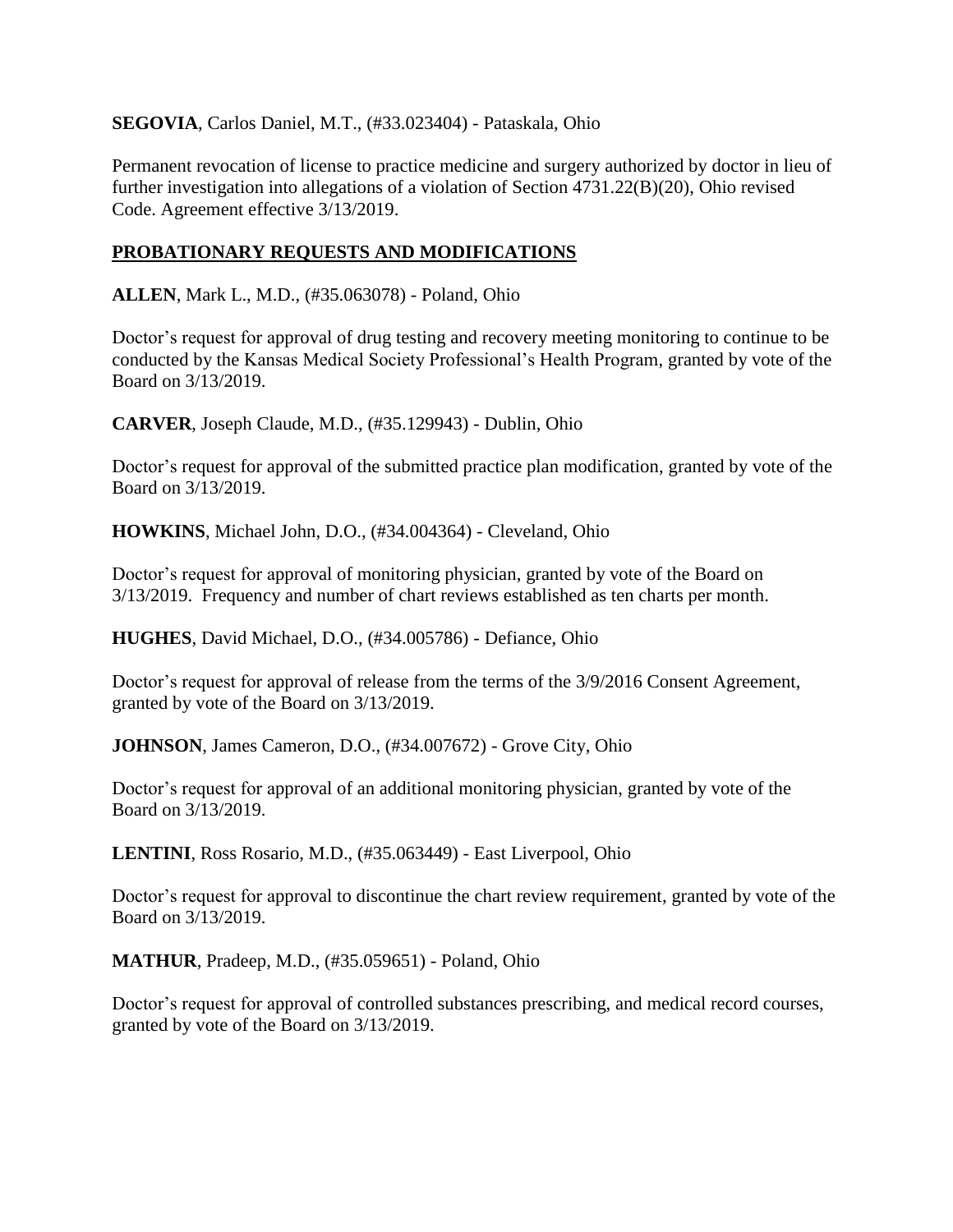**SEGOVIA**, Carlos Daniel, M.T., (#33.023404) - Pataskala, Ohio

Permanent revocation of license to practice medicine and surgery authorized by doctor in lieu of further investigation into allegations of a violation of Section 4731.22(B)(20), Ohio revised Code. Agreement effective 3/13/2019.

## PROBATIONARY REQUESTS AND MODIFICATIONS

**ALLEN**, Mark L., M.D., (#35.063078) - Poland, Ohio

Doctor's request for approval of drug testing and recovery meeting monitoring to continue to be conducted by the Kansas Medical Society Professional's Health Program, granted by vote of the Board on 3/13/2019.

**CARVER**, Joseph Claude, M.D., (#35.129943) - Dublin, Ohio

Doctor's request for approval of the submitted practice plan modification, granted by vote of the Board on 3/13/2019.

**HOWKINS**, Michael John, D.O., (#34.004364) - Cleveland, Ohio

Doctor's request for approval of monitoring physician, granted by vote of the Board on 3/13/2019. Frequency and number of chart reviews established as ten charts per month.

**HUGHES**, David Michael, D.O., (#34.005786) - Defiance, Ohio

Doctor's request for approval of release from the terms of the 3/9/2016 Consent Agreement, granted by vote of the Board on 3/13/2019.

**JOHNSON**, James Cameron, D.O., (#34.007672) - Grove City, Ohio

Doctor's request for approval of an additional monitoring physician, granted by vote of the Board on 3/13/2019.

**LENTINI**, Ross Rosario, M.D., (#35.063449) - East Liverpool, Ohio

Doctor's request for approval to discontinue the chart review requirement, granted by vote of the Board on 3/13/2019.

**MATHUR**, Pradeep, M.D., (#35.059651) - Poland, Ohio

Doctor's request for approval of controlled substances prescribing, and medical record courses, granted by vote of the Board on 3/13/2019.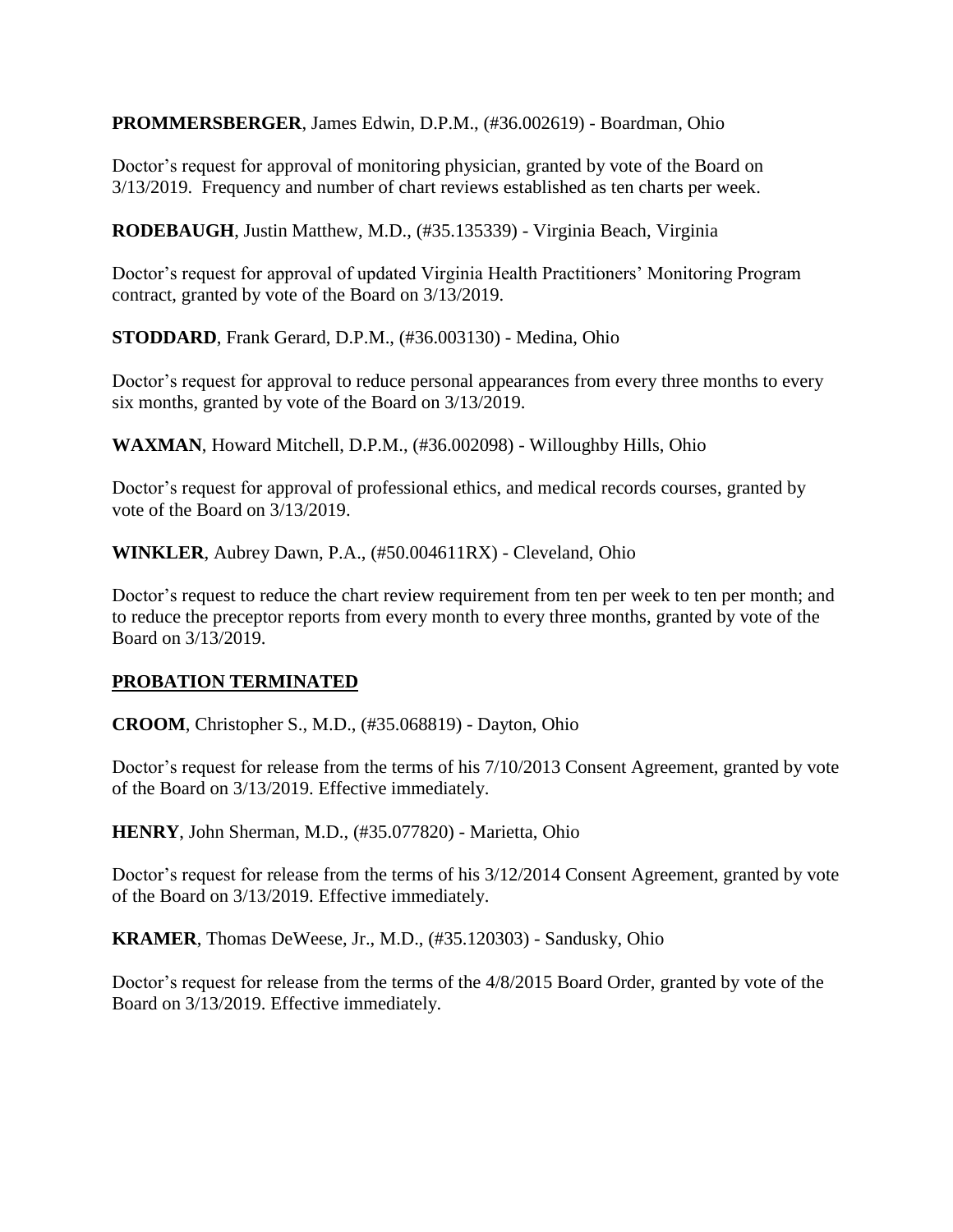**PROMMERSBERGER**, James Edwin, D.P.M., (#36.002619) - Boardman, Ohio

Doctor's request for approval of monitoring physician, granted by vote of the Board on 3/13/2019. Frequency and number of chart reviews established as ten charts per week.

**RODEBAUGH**, Justin Matthew, M.D., (#35.135339) - Virginia Beach, Virginia

Doctor's request for approval of updated Virginia Health Practitioners' Monitoring Program contract, granted by vote of the Board on 3/13/2019.

**STODDARD**, Frank Gerard, D.P.M., (#36.003130) - Medina, Ohio

Doctor's request for approval to reduce personal appearances from every three months to every six months, granted by vote of the Board on 3/13/2019.

**WAXMAN**, Howard Mitchell, D.P.M., (#36.002098) - Willoughby Hills, Ohio

Doctor's request for approval of professional ethics, and medical records courses, granted by vote of the Board on 3/13/2019.

**WINKLER**, Aubrey Dawn, P.A., (#50.004611RX) - Cleveland, Ohio

Doctor's request to reduce the chart review requirement from ten per week to ten per month; and to reduce the preceptor reports from every month to every three months, granted by vote of the Board on 3/13/2019.

## PROBATION TERMINATED

**CROOM**, Christopher S., M.D., (#35.068819) - Dayton, Ohio

Doctor's request for release from the terms of his 7/10/2013 Consent Agreement, granted by vote of the Board on 3/13/2019. Effective immediately.

**HENRY**, John Sherman, M.D., (#35.077820) - Marietta, Ohio

Doctor's request for release from the terms of his 3/12/2014 Consent Agreement, granted by vote of the Board on 3/13/2019. Effective immediately.

**KRAMER**, Thomas DeWeese, Jr., M.D., (#35.120303) - Sandusky, Ohio

Doctor's request for release from the terms of the 4/8/2015 Board Order, granted by vote of the Board on 3/13/2019. Effective immediately.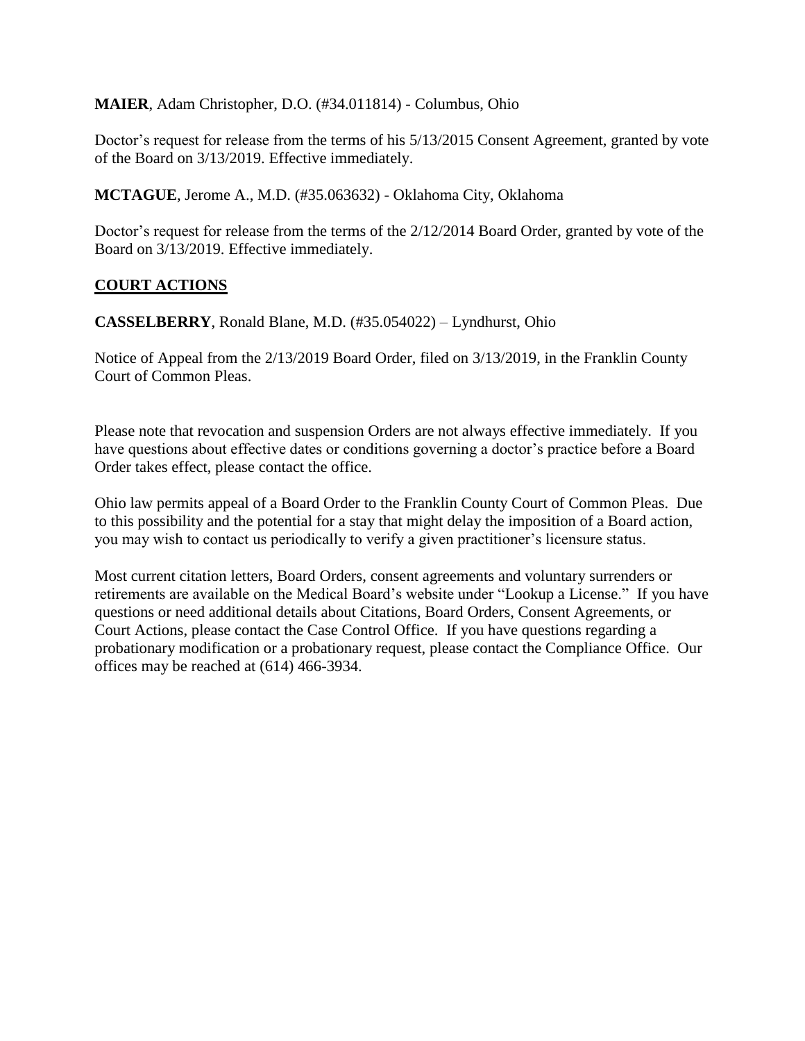**MAIER**, Adam Christopher, D.O. (#34.011814) - Columbus, Ohio

Doctor's request for release from the terms of his 5/13/2015 Consent Agreement, granted by vote of the Board on 3/13/2019. Effective immediately.

**MCTAGUE**, Jerome A., M.D. (#35.063632) - Oklahoma City, Oklahoma

Doctor's request for release from the terms of the 2/12/2014 Board Order, granted by vote of the Board on 3/13/2019. Effective immediately.

## COURT ACTIONS

**CASSELBERRY**, Ronald Blane, M.D. (#35.054022) – Lyndhurst, Ohio

Notice of Appeal from the 2/13/2019 Board Order, filed on 3/13/2019, in the Franklin County Court of Common Pleas.

Please note that revocation and suspension Orders are not always effective immediately. If you have questions about effective dates or conditions governing a doctor's practice before a Board Order takes effect, please contact the office.

Ohio law permits appeal of a Board Order to the Franklin County Court of Common Pleas. Due to this possibility and the potential for a stay that might delay the imposition of a Board action, you may wish to contact us periodically to verify a given practitioner's licensure status.

Most current citation letters, Board Orders, consent agreements and voluntary surrenders or retirements are available on the Medical Board's website under "Lookup a License." If you have questions or need additional details about Citations, Board Orders, Consent Agreements, or Court Actions, please contact the Case Control Office. If you have questions regarding a probationary modification or a probationary request, please contact the Compliance Office. Our offices may be reached at (614) 466-3934.